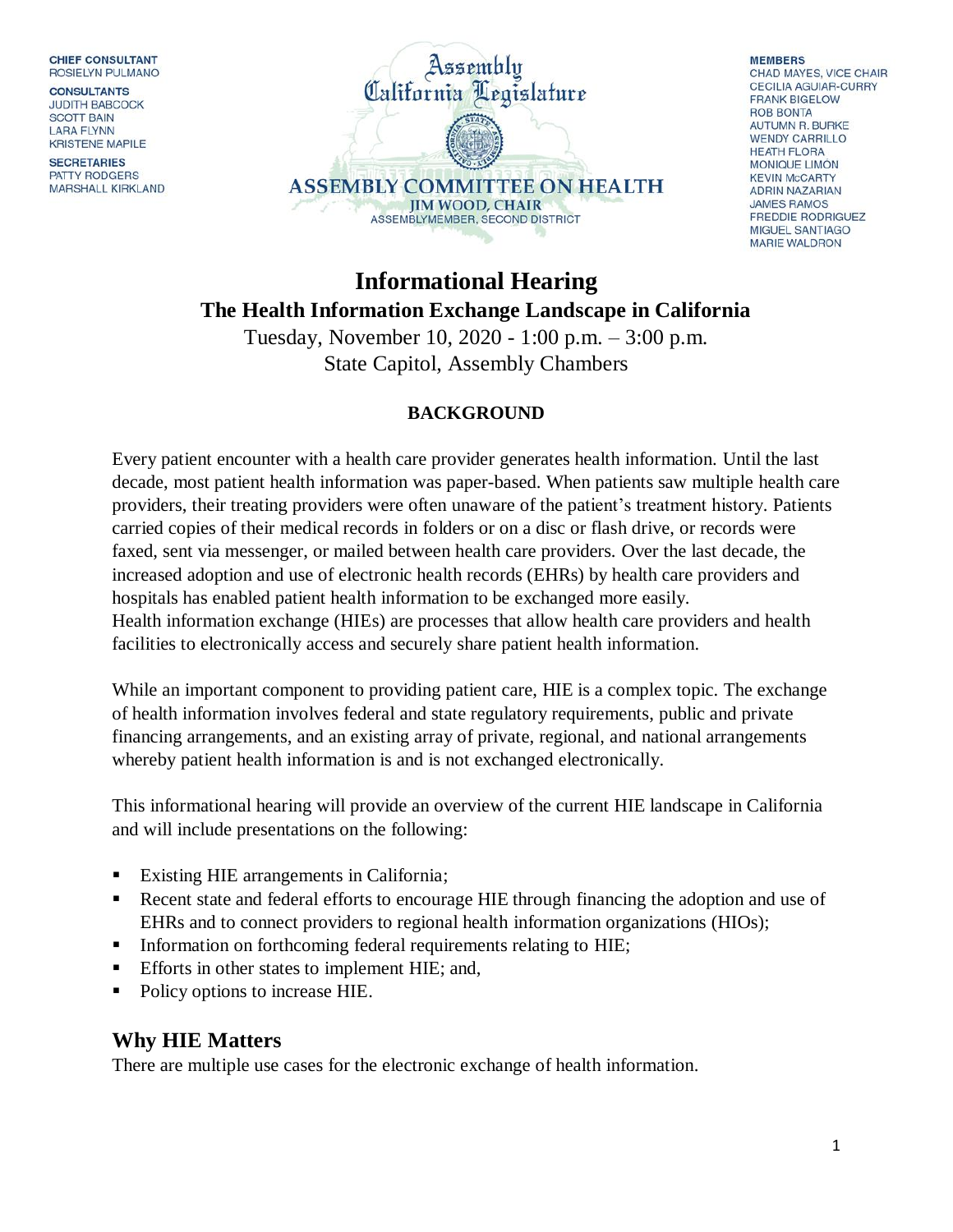**CHIEF CONSULTANT**
ROSIELYN PULMANO

**CONSULTANTS**
JUDITH BABCOCK
SCOTT BAIN
LARA FLYNN
KRISTENE MAPILE

**SECRETARIES**
PATTY RODGERS
MARSHALL KIRKLAND

Assembly
California Legislature

**ASSEMBLY COMMITTEE ON HEALTH**
**JIM WOOD, CHAIR**
ASSEMBLYMEMBER, SECOND DISTRICT

**MEMBERS**
CHAD MAYES, VICE CHAIR
CECILIA AGUIAR-CURRY
FRANK BIGELOW
ROB BONTA
AUTUMN R. BURKE
WENDY CARRILLO
HEATH FLORA
MONIQUE LIMÓN
KEVIN McCARTY
ADRIN NAZARIAN
JAMES RAMOS
FREDDIE RODRIGUEZ
MIGUEL SANTIAGO
MARIE WALDRON

# Informational Hearing

## The Health Information Exchange Landscape in California

Tuesday, November 10, 2020 - 1:00 p.m. – 3:00 p.m.
State Capitol, Assembly Chambers

**BACKGROUND**

Every patient encounter with a health care provider generates health information. Until the last decade, most patient health information was paper-based. When patients saw multiple health care providers, their treating providers were often unaware of the patient's treatment history. Patients carried copies of their medical records in folders or on a disc or flash drive, or records were faxed, sent via messenger, or mailed between health care providers. Over the last decade, the increased adoption and use of electronic health records (EHRs) by health care providers and hospitals has enabled patient health information to be exchanged more easily. Health information exchange (HIEs) are processes that allow health care providers and health facilities to electronically access and securely share patient health information.

While an important component to providing patient care, HIE is a complex topic. The exchange of health information involves federal and state regulatory requirements, public and private financing arrangements, and an existing array of private, regional, and national arrangements whereby patient health information is and is not exchanged electronically.

This informational hearing will provide an overview of the current HIE landscape in California and will include presentations on the following:

- Existing HIE arrangements in California;
- Recent state and federal efforts to encourage HIE through financing the adoption and use of EHRs and to connect providers to regional health information organizations (HIOs);
- Information on forthcoming federal requirements relating to HIE;
- Efforts in other states to implement HIE; and,
- Policy options to increase HIE.

## Why HIE Matters

There are multiple use cases for the electronic exchange of health information.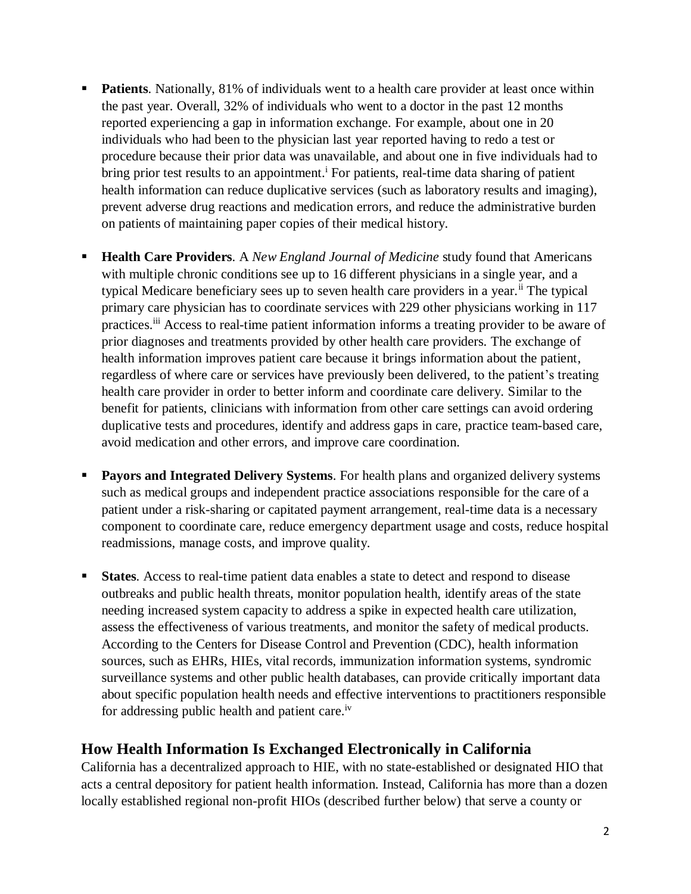- **Patients**. Nationally, 81% of individuals went to a health care provider at least once within the past year. Overall, 32% of individuals who went to a doctor in the past 12 months reported experiencing a gap in information exchange. For example, about one in 20 individuals who had been to the physician last year reported having to redo a test or procedure because their prior data was unavailable, and about one in five individuals had to bring prior test results to an appointment.[i] For patients, real-time data sharing of patient health information can reduce duplicative services (such as laboratory results and imaging), prevent adverse drug reactions and medication errors, and reduce the administrative burden on patients of maintaining paper copies of their medical history.

- **Health Care Providers**. A *New England Journal of Medicine* study found that Americans with multiple chronic conditions see up to 16 different physicians in a single year, and a typical Medicare beneficiary sees up to seven health care providers in a year.[ii] The typical primary care physician has to coordinate services with 229 other physicians working in 117 practices.[iii] Access to real-time patient information informs a treating provider to be aware of prior diagnoses and treatments provided by other health care providers. The exchange of health information improves patient care because it brings information about the patient, regardless of where care or services have previously been delivered, to the patient's treating health care provider in order to better inform and coordinate care delivery. Similar to the benefit for patients, clinicians with information from other care settings can avoid ordering duplicative tests and procedures, identify and address gaps in care, practice team-based care, avoid medication and other errors, and improve care coordination.

- **Payors and Integrated Delivery Systems**. For health plans and organized delivery systems such as medical groups and independent practice associations responsible for the care of a patient under a risk-sharing or capitated payment arrangement, real-time data is a necessary component to coordinate care, reduce emergency department usage and costs, reduce hospital readmissions, manage costs, and improve quality.

- **States**. Access to real-time patient data enables a state to detect and respond to disease outbreaks and public health threats, monitor population health, identify areas of the state needing increased system capacity to address a spike in expected health care utilization, assess the effectiveness of various treatments, and monitor the safety of medical products. According to the Centers for Disease Control and Prevention (CDC), health information sources, such as EHRs, HIEs, vital records, immunization information systems, syndromic surveillance systems and other public health databases, can provide critically important data about specific population health needs and effective interventions to practitioners responsible for addressing public health and patient care.[iv]

## How Health Information Is Exchanged Electronically in California

California has a decentralized approach to HIE, with no state-established or designated HIO that acts a central depository for patient health information. Instead, California has more than a dozen locally established regional non-profit HIOs (described further below) that serve a county or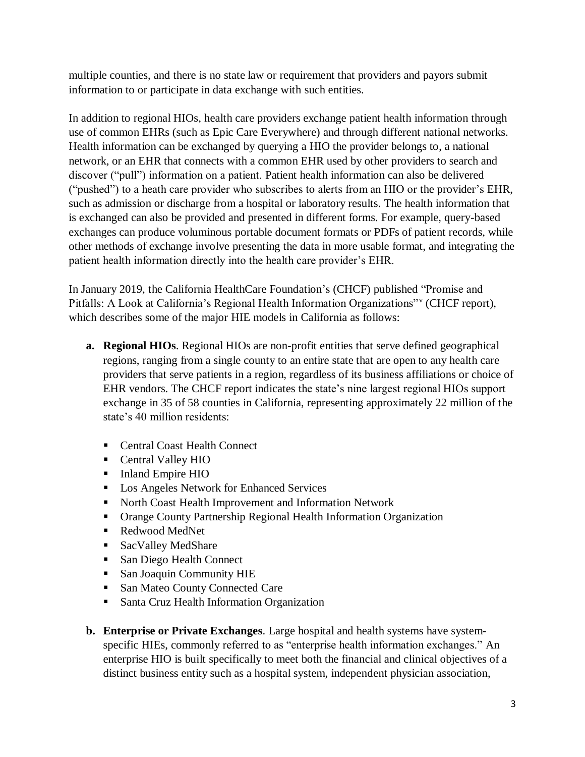multiple counties, and there is no state law or requirement that providers and payors submit information to or participate in data exchange with such entities.

In addition to regional HIOs, health care providers exchange patient health information through use of common EHRs (such as Epic Care Everywhere) and through different national networks. Health information can be exchanged by querying a HIO the provider belongs to, a national network, or an EHR that connects with a common EHR used by other providers to search and discover ("pull") information on a patient. Patient health information can also be delivered ("pushed") to a heath care provider who subscribes to alerts from an HIO or the provider's EHR, such as admission or discharge from a hospital or laboratory results. The health information that is exchanged can also be provided and presented in different forms. For example, query-based exchanges can produce voluminous portable document formats or PDFs of patient records, while other methods of exchange involve presenting the data in more usable format, and integrating the patient health information directly into the health care provider's EHR.

In January 2019, the California HealthCare Foundation's (CHCF) published "Promise and Pitfalls: A Look at California's Regional Health Information Organizations"[v] (CHCF report), which describes some of the major HIE models in California as follows:

a. **Regional HIOs**. Regional HIOs are non-profit entities that serve defined geographical regions, ranging from a single county to an entire state that are open to any health care providers that serve patients in a region, regardless of its business affiliations or choice of EHR vendors. The CHCF report indicates the state's nine largest regional HIOs support exchange in 35 of 58 counties in California, representing approximately 22 million of the state's 40 million residents:

   - Central Coast Health Connect
   - Central Valley HIO
   - Inland Empire HIO
   - Los Angeles Network for Enhanced Services
   - North Coast Health Improvement and Information Network
   - Orange County Partnership Regional Health Information Organization
   - Redwood MedNet
   - SacValley MedShare
   - San Diego Health Connect
   - San Joaquin Community HIE
   - San Mateo County Connected Care
   - Santa Cruz Health Information Organization

b. **Enterprise or Private Exchanges**. Large hospital and health systems have system-specific HIEs, commonly referred to as "enterprise health information exchanges." An enterprise HIO is built specifically to meet both the financial and clinical objectives of a distinct business entity such as a hospital system, independent physician association,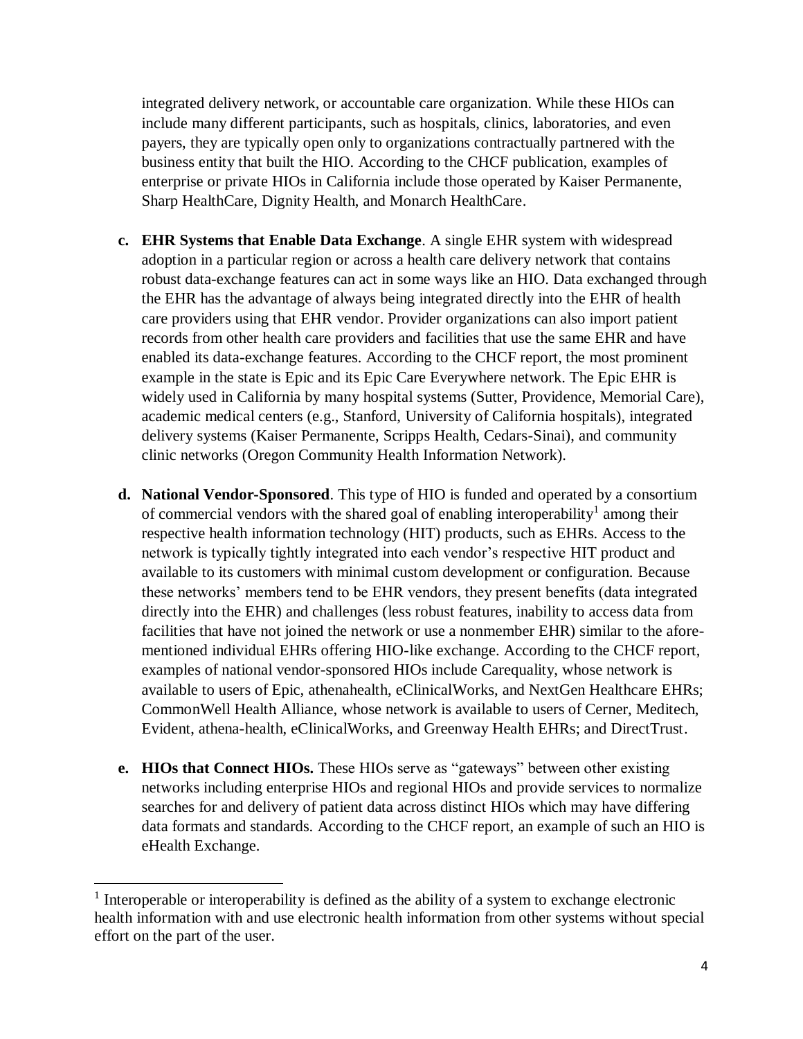integrated delivery network, or accountable care organization. While these HIOs can include many different participants, such as hospitals, clinics, laboratories, and even payers, they are typically open only to organizations contractually partnered with the business entity that built the HIO. According to the CHCF publication, examples of enterprise or private HIOs in California include those operated by Kaiser Permanente, Sharp HealthCare, Dignity Health, and Monarch HealthCare.

c. **EHR Systems that Enable Data Exchange**. A single EHR system with widespread adoption in a particular region or across a health care delivery network that contains robust data-exchange features can act in some ways like an HIO. Data exchanged through the EHR has the advantage of always being integrated directly into the EHR of health care providers using that EHR vendor. Provider organizations can also import patient records from other health care providers and facilities that use the same EHR and have enabled its data-exchange features. According to the CHCF report, the most prominent example in the state is Epic and its Epic Care Everywhere network. The Epic EHR is widely used in California by many hospital systems (Sutter, Providence, Memorial Care), academic medical centers (e.g., Stanford, University of California hospitals), integrated delivery systems (Kaiser Permanente, Scripps Health, Cedars-Sinai), and community clinic networks (Oregon Community Health Information Network).

d. **National Vendor-Sponsored**. This type of HIO is funded and operated by a consortium of commercial vendors with the shared goal of enabling interoperability[1] among their respective health information technology (HIT) products, such as EHRs. Access to the network is typically tightly integrated into each vendor's respective HIT product and available to its customers with minimal custom development or configuration. Because these networks' members tend to be EHR vendors, they present benefits (data integrated directly into the EHR) and challenges (less robust features, inability to access data from facilities that have not joined the network or use a nonmember EHR) similar to the aforementioned individual EHRs offering HIO-like exchange. According to the CHCF report, examples of national vendor-sponsored HIOs include Carequality, whose network is available to users of Epic, athenahealth, eClinicalWorks, and NextGen Healthcare EHRs; CommonWell Health Alliance, whose network is available to users of Cerner, Meditech, Evident, athena-health, eClinicalWorks, and Greenway Health EHRs; and DirectTrust.

e. **HIOs that Connect HIOs.** These HIOs serve as "gateways" between other existing networks including enterprise HIOs and regional HIOs and provide services to normalize searches for and delivery of patient data across distinct HIOs which may have differing data formats and standards. According to the CHCF report, an example of such an HIO is eHealth Exchange.

---

[1] Interoperable or interoperability is defined as the ability of a system to exchange electronic health information with and use electronic health information from other systems without special effort on the part of the user.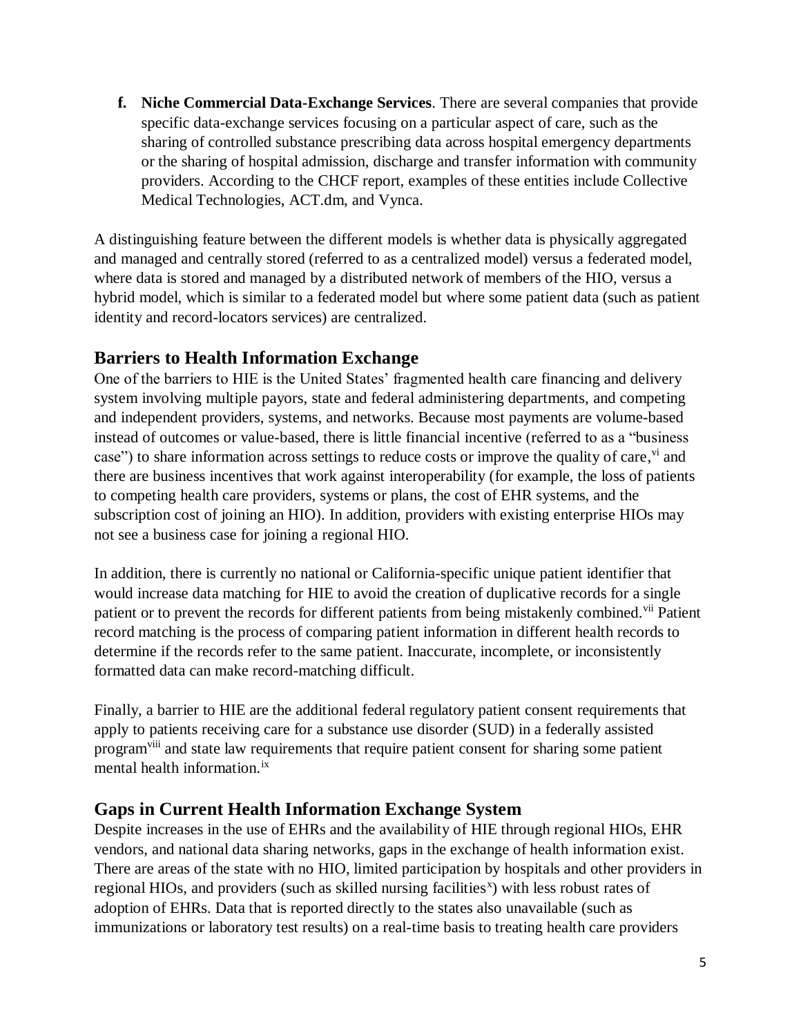f. **Niche Commercial Data-Exchange Services**. There are several companies that provide specific data-exchange services focusing on a particular aspect of care, such as the sharing of controlled substance prescribing data across hospital emergency departments or the sharing of hospital admission, discharge and transfer information with community providers. According to the CHCF report, examples of these entities include Collective Medical Technologies, ACT.dm, and Vynca.

A distinguishing feature between the different models is whether data is physically aggregated and managed and centrally stored (referred to as a centralized model) versus a federated model, where data is stored and managed by a distributed network of members of the HIO, versus a hybrid model, which is similar to a federated model but where some patient data (such as patient identity and record-locators services) are centralized.

## Barriers to Health Information Exchange

One of the barriers to HIE is the United States' fragmented health care financing and delivery system involving multiple payors, state and federal administering departments, and competing and independent providers, systems, and networks. Because most payments are volume-based instead of outcomes or value-based, there is little financial incentive (referred to as a "business case") to share information across settings to reduce costs or improve the quality of care,[vi] and there are business incentives that work against interoperability (for example, the loss of patients to competing health care providers, systems or plans, the cost of EHR systems, and the subscription cost of joining an HIO). In addition, providers with existing enterprise HIOs may not see a business case for joining a regional HIO.

In addition, there is currently no national or California-specific unique patient identifier that would increase data matching for HIE to avoid the creation of duplicative records for a single patient or to prevent the records for different patients from being mistakenly combined.[vii] Patient record matching is the process of comparing patient information in different health records to determine if the records refer to the same patient. Inaccurate, incomplete, or inconsistently formatted data can make record-matching difficult.

Finally, a barrier to HIE are the additional federal regulatory patient consent requirements that apply to patients receiving care for a substance use disorder (SUD) in a federally assisted program[viii] and state law requirements that require patient consent for sharing some patient mental health information.[ix]

## Gaps in Current Health Information Exchange System

Despite increases in the use of EHRs and the availability of HIE through regional HIOs, EHR vendors, and national data sharing networks, gaps in the exchange of health information exist. There are areas of the state with no HIO, limited participation by hospitals and other providers in regional HIOs, and providers (such as skilled nursing facilities[x]) with less robust rates of adoption of EHRs. Data that is reported directly to the states also unavailable (such as immunizations or laboratory test results) on a real-time basis to treating health care providers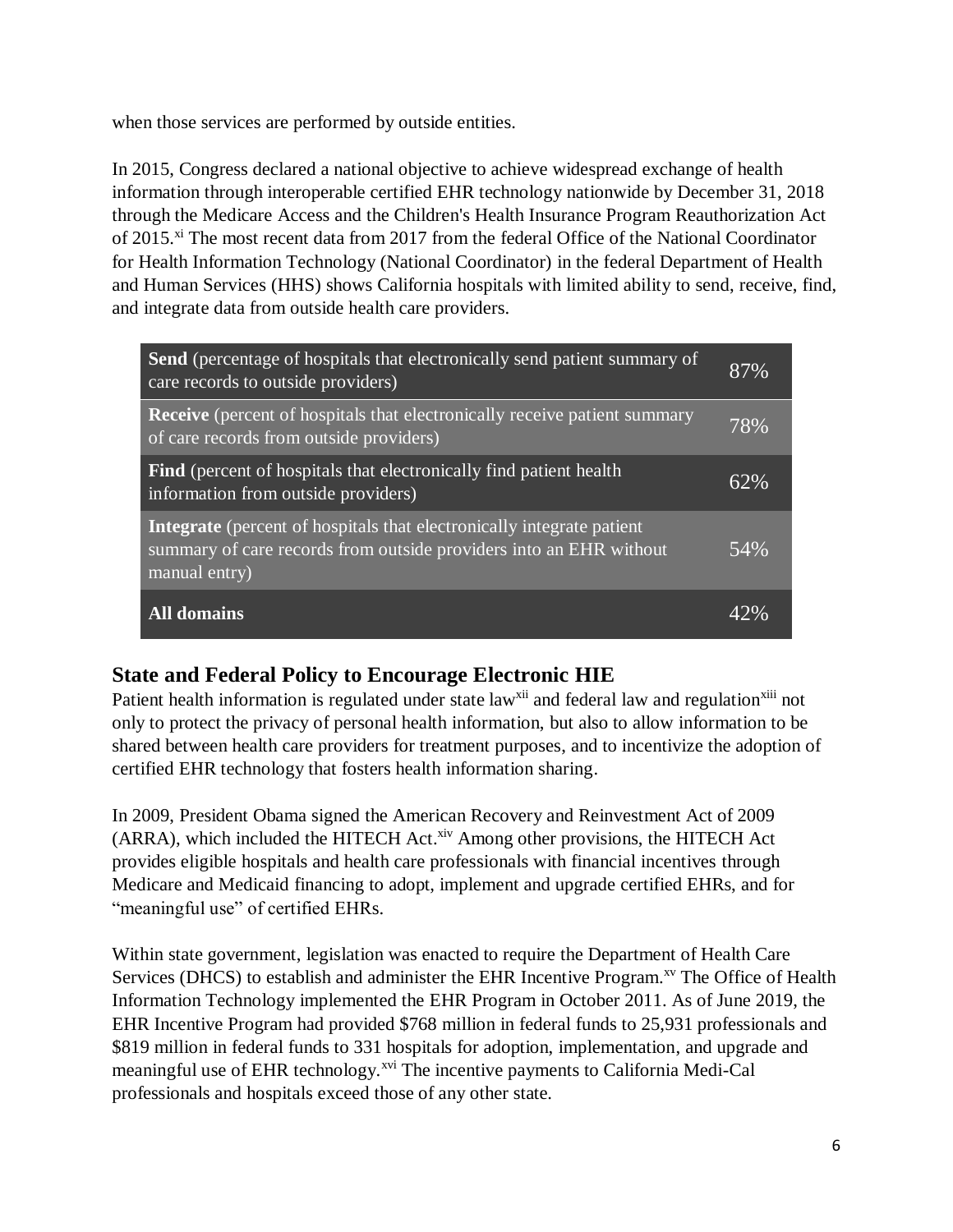when those services are performed by outside entities.

In 2015, Congress declared a national objective to achieve widespread exchange of health information through interoperable certified EHR technology nationwide by December 31, 2018 through the Medicare Access and the Children's Health Insurance Program Reauthorization Act of 2015.[xi] The most recent data from 2017 from the federal Office of the National Coordinator for Health Information Technology (National Coordinator) in the federal Department of Health and Human Services (HHS) shows California hospitals with limited ability to send, receive, find, and integrate data from outside health care providers.

| | |
|---|---|
| **Send** (percentage of hospitals that electronically send patient summary of care records to outside providers) | 87% |
| **Receive** (percent of hospitals that electronically receive patient summary of care records from outside providers) | 78% |
| **Find** (percent of hospitals that electronically find patient health information from outside providers) | 62% |
| **Integrate** (percent of hospitals that electronically integrate patient summary of care records from outside providers into an EHR without manual entry) | 54% |
| **All domains** | 42% |

## State and Federal Policy to Encourage Electronic HIE

Patient health information is regulated under state law[xii] and federal law and regulation[xiii] not only to protect the privacy of personal health information, but also to allow information to be shared between health care providers for treatment purposes, and to incentivize the adoption of certified EHR technology that fosters health information sharing.

In 2009, President Obama signed the American Recovery and Reinvestment Act of 2009 (ARRA), which included the HITECH Act.[xiv] Among other provisions, the HITECH Act provides eligible hospitals and health care professionals with financial incentives through Medicare and Medicaid financing to adopt, implement and upgrade certified EHRs, and for "meaningful use" of certified EHRs.

Within state government, legislation was enacted to require the Department of Health Care Services (DHCS) to establish and administer the EHR Incentive Program.[xv] The Office of Health Information Technology implemented the EHR Program in October 2011. As of June 2019, the EHR Incentive Program had provided $768 million in federal funds to 25,931 professionals and $819 million in federal funds to 331 hospitals for adoption, implementation, and upgrade and meaningful use of EHR technology.[xvi] The incentive payments to California Medi-Cal professionals and hospitals exceed those of any other state.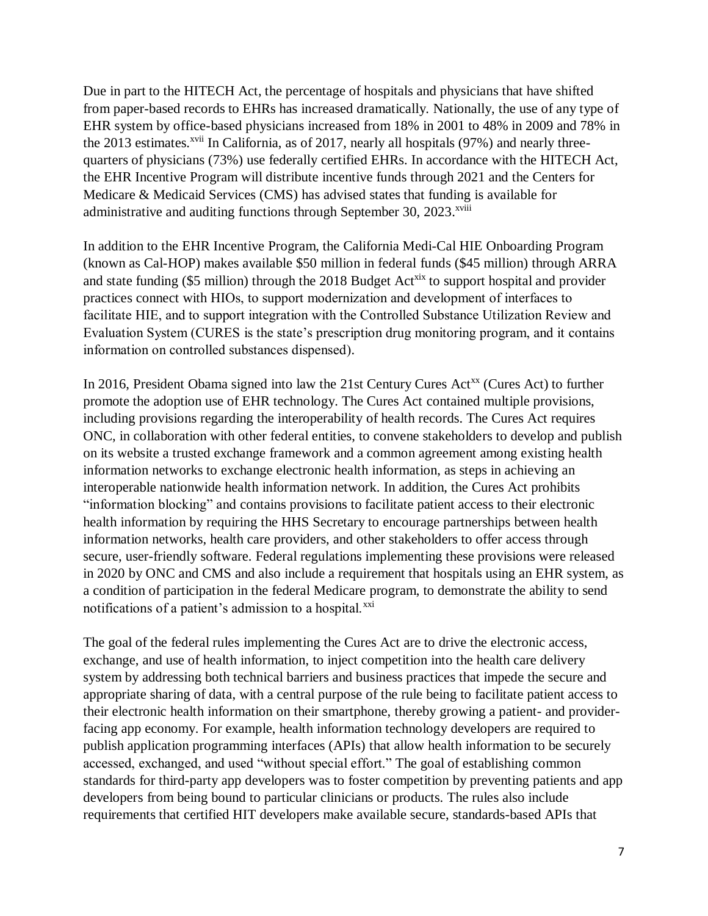Due in part to the HITECH Act, the percentage of hospitals and physicians that have shifted from paper-based records to EHRs has increased dramatically. Nationally, the use of any type of EHR system by office-based physicians increased from 18% in 2001 to 48% in 2009 and 78% in the 2013 estimates.[xvii] In California, as of 2017, nearly all hospitals (97%) and nearly three-quarters of physicians (73%) use federally certified EHRs. In accordance with the HITECH Act, the EHR Incentive Program will distribute incentive funds through 2021 and the Centers for Medicare & Medicaid Services (CMS) has advised states that funding is available for administrative and auditing functions through September 30, 2023.[xviii]

In addition to the EHR Incentive Program, the California Medi-Cal HIE Onboarding Program (known as Cal-HOP) makes available $50 million in federal funds ($45 million) through ARRA and state funding ($5 million) through the 2018 Budget Act[xix] to support hospital and provider practices connect with HIOs, to support modernization and development of interfaces to facilitate HIE, and to support integration with the Controlled Substance Utilization Review and Evaluation System (CURES is the state's prescription drug monitoring program, and it contains information on controlled substances dispensed).

In 2016, President Obama signed into law the 21st Century Cures Act[xx] (Cures Act) to further promote the adoption use of EHR technology. The Cures Act contained multiple provisions, including provisions regarding the interoperability of health records. The Cures Act requires ONC, in collaboration with other federal entities, to convene stakeholders to develop and publish on its website a trusted exchange framework and a common agreement among existing health information networks to exchange electronic health information, as steps in achieving an interoperable nationwide health information network. In addition, the Cures Act prohibits "information blocking" and contains provisions to facilitate patient access to their electronic health information by requiring the HHS Secretary to encourage partnerships between health information networks, health care providers, and other stakeholders to offer access through secure, user-friendly software. Federal regulations implementing these provisions were released in 2020 by ONC and CMS and also include a requirement that hospitals using an EHR system, as a condition of participation in the federal Medicare program, to demonstrate the ability to send notifications of a patient's admission to a hospital.[xxi]

The goal of the federal rules implementing the Cures Act are to drive the electronic access, exchange, and use of health information, to inject competition into the health care delivery system by addressing both technical barriers and business practices that impede the secure and appropriate sharing of data, with a central purpose of the rule being to facilitate patient access to their electronic health information on their smartphone, thereby growing a patient- and provider-facing app economy. For example, health information technology developers are required to publish application programming interfaces (APIs) that allow health information to be securely accessed, exchanged, and used "without special effort." The goal of establishing common standards for third-party app developers was to foster competition by preventing patients and app developers from being bound to particular clinicians or products. The rules also include requirements that certified HIT developers make available secure, standards-based APIs that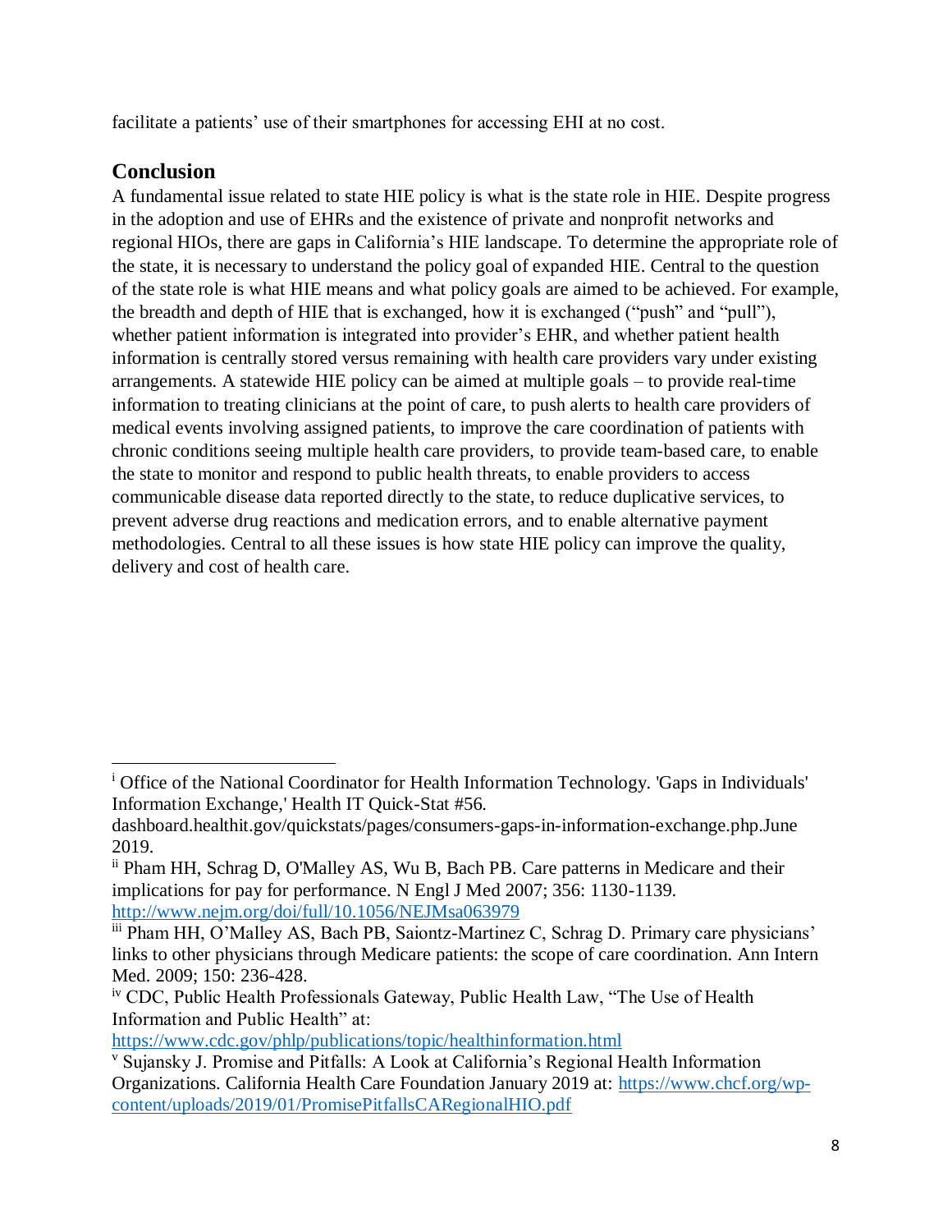facilitate a patients' use of their smartphones for accessing EHI at no cost.

## Conclusion

A fundamental issue related to state HIE policy is what is the state role in HIE. Despite progress in the adoption and use of EHRs and the existence of private and nonprofit networks and regional HIOs, there are gaps in California's HIE landscape. To determine the appropriate role of the state, it is necessary to understand the policy goal of expanded HIE. Central to the question of the state role is what HIE means and what policy goals are aimed to be achieved. For example, the breadth and depth of HIE that is exchanged, how it is exchanged ("push" and "pull"), whether patient information is integrated into provider's EHR, and whether patient health information is centrally stored versus remaining with health care providers vary under existing arrangements. A statewide HIE policy can be aimed at multiple goals – to provide real-time information to treating clinicians at the point of care, to push alerts to health care providers of medical events involving assigned patients, to improve the care coordination of patients with chronic conditions seeing multiple health care providers, to provide team-based care, to enable the state to monitor and respond to public health threats, to enable providers to access communicable disease data reported directly to the state, to reduce duplicative services, to prevent adverse drug reactions and medication errors, and to enable alternative payment methodologies. Central to all these issues is how state HIE policy can improve the quality, delivery and cost of health care.

---

[i] Office of the National Coordinator for Health Information Technology. 'Gaps in Individuals' Information Exchange,' Health IT Quick-Stat #56. dashboard.healthit.gov/quickstats/pages/consumers-gaps-in-information-exchange.php.June 2019.

[ii] Pham HH, Schrag D, O'Malley AS, Wu B, Bach PB. Care patterns in Medicare and their implications for pay for performance. N Engl J Med 2007; 356: 1130-1139. http://www.nejm.org/doi/full/10.1056/NEJMsa063979

[iii] Pham HH, O'Malley AS, Bach PB, Saiontz-Martinez C, Schrag D. Primary care physicians' links to other physicians through Medicare patients: the scope of care coordination. Ann Intern Med. 2009; 150: 236-428.

[iv] CDC, Public Health Professionals Gateway, Public Health Law, "The Use of Health Information and Public Health" at: https://www.cdc.gov/phlp/publications/topic/healthinformation.html

[v] Sujansky J. Promise and Pitfalls: A Look at California's Regional Health Information Organizations. California Health Care Foundation January 2019 at: https://www.chcf.org/wp-content/uploads/2019/01/PromisePitfallsCARegionalHIO.pdf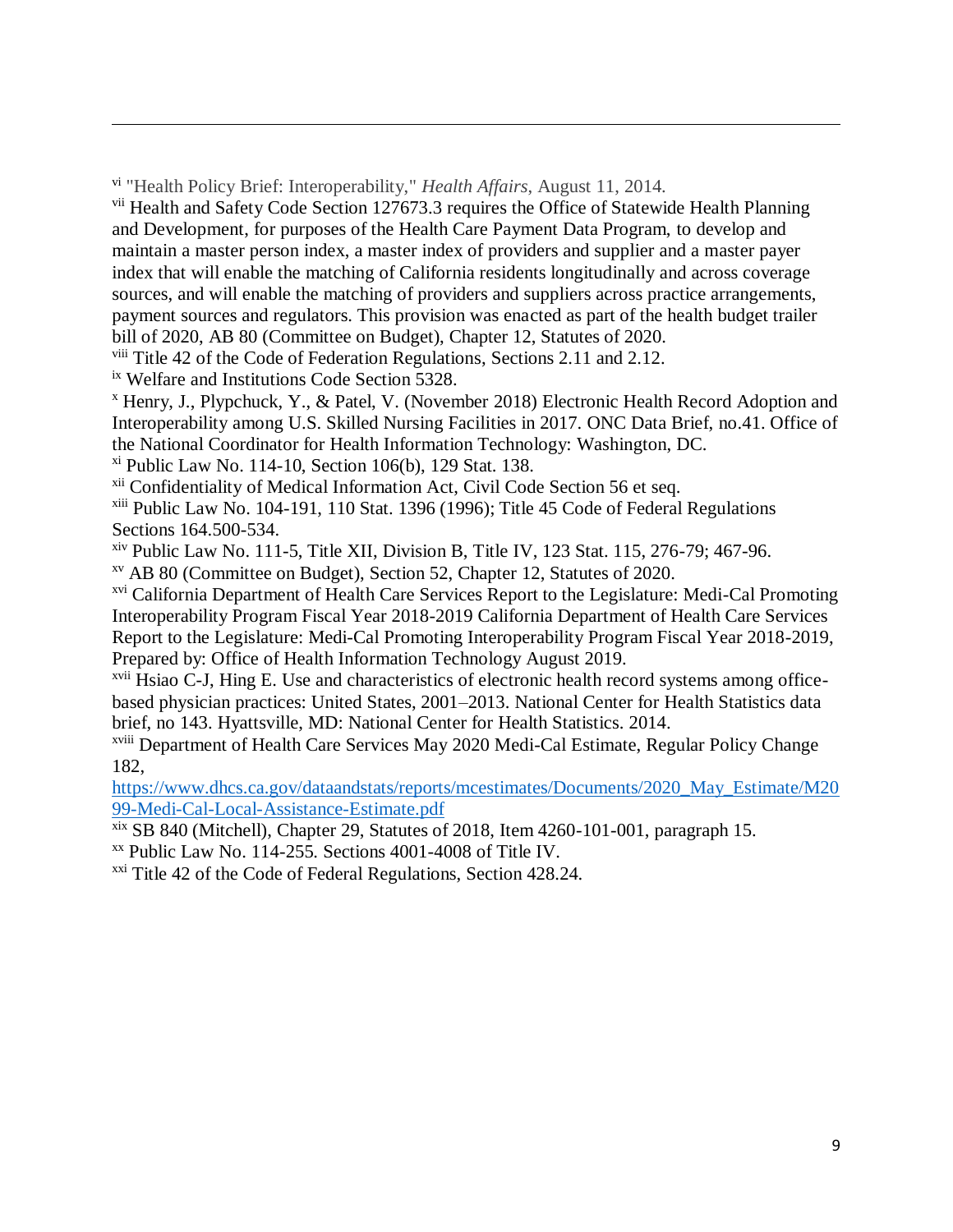[vi] "Health Policy Brief: Interoperability," *Health Affairs*, August 11, 2014.

[vii] Health and Safety Code Section 127673.3 requires the Office of Statewide Health Planning and Development, for purposes of the Health Care Payment Data Program, to develop and maintain a master person index, a master index of providers and supplier and a master payer index that will enable the matching of California residents longitudinally and across coverage sources, and will enable the matching of providers and suppliers across practice arrangements, payment sources and regulators. This provision was enacted as part of the health budget trailer bill of 2020, AB 80 (Committee on Budget), Chapter 12, Statutes of 2020.

[viii] Title 42 of the Code of Federation Regulations, Sections 2.11 and 2.12.

[ix] Welfare and Institutions Code Section 5328.

[x] Henry, J., Plypchuck, Y., & Patel, V. (November 2018) Electronic Health Record Adoption and Interoperability among U.S. Skilled Nursing Facilities in 2017. ONC Data Brief, no.41. Office of the National Coordinator for Health Information Technology: Washington, DC.

[xi] Public Law No. 114-10, Section 106(b), 129 Stat. 138.

[xii] Confidentiality of Medical Information Act, Civil Code Section 56 et seq.

[xiii] Public Law No. 104-191, 110 Stat. 1396 (1996); Title 45 Code of Federal Regulations Sections 164.500-534.

[xiv] Public Law No. 111-5, Title XII, Division B, Title IV, 123 Stat. 115, 276-79; 467-96.

[xv] AB 80 (Committee on Budget), Section 52, Chapter 12, Statutes of 2020.

[xvi] California Department of Health Care Services Report to the Legislature: Medi-Cal Promoting Interoperability Program Fiscal Year 2018-2019 California Department of Health Care Services Report to the Legislature: Medi-Cal Promoting Interoperability Program Fiscal Year 2018-2019, Prepared by: Office of Health Information Technology August 2019.

[xvii] Hsiao C-J, Hing E. Use and characteristics of electronic health record systems among office-based physician practices: United States, 2001–2013. National Center for Health Statistics data brief, no 143. Hyattsville, MD: National Center for Health Statistics. 2014.

[xviii] Department of Health Care Services May 2020 Medi-Cal Estimate, Regular Policy Change 182, [https://www.dhcs.ca.gov/dataandstats/reports/mcestimates/Documents/2020_May_Estimate/M2099-Medi-Cal-Local-Assistance-Estimate.pdf](https://www.dhcs.ca.gov/dataandstats/reports/mcestimates/Documents/2020_May_Estimate/M2099-Medi-Cal-Local-Assistance-Estimate.pdf)

[xix] SB 840 (Mitchell), Chapter 29, Statutes of 2018, Item 4260-101-001, paragraph 15.

[xx] Public Law No. 114-255. Sections 4001-4008 of Title IV.

[xxi] Title 42 of the Code of Federal Regulations, Section 428.24.